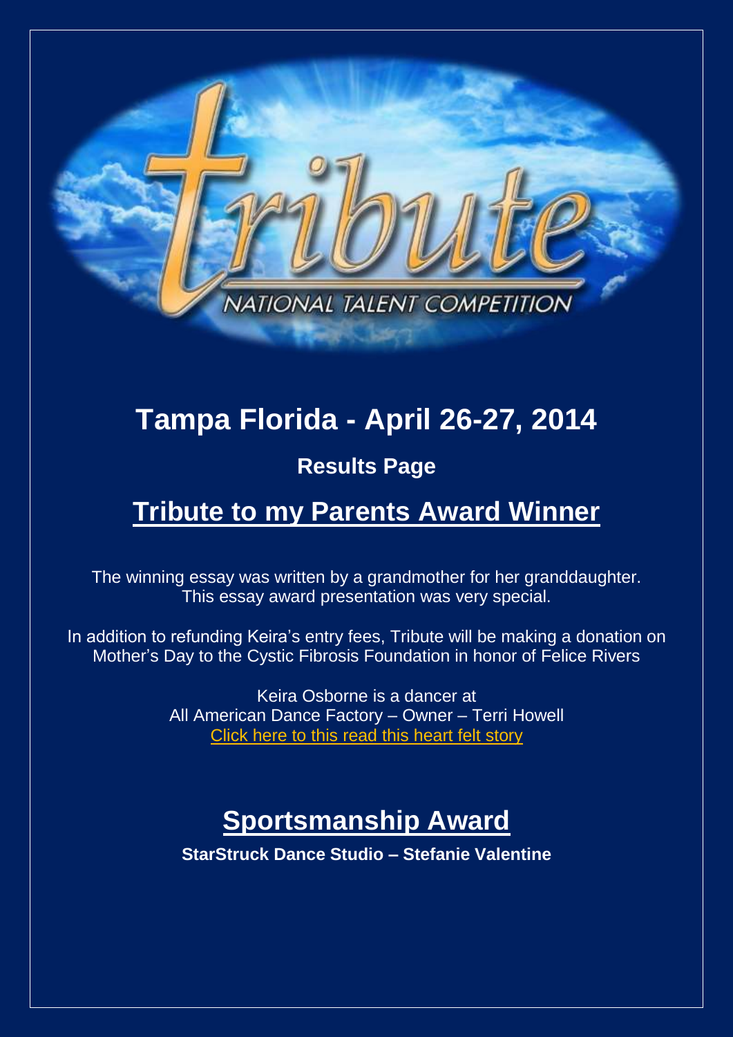tribute

NATIONAL TALENT COMPETITION

# Tampa Florida - April 26-27, 2014

## Results Page

## Tribute to my Parents Award Winner

The winning essay was written by a grandmother for her granddaughter. This essay award presentation was very special.

In addition to refunding Keira's entry fees, Tribute will be making a donation on Mother's Day to the Cystic Fibrosis Foundation in honor of Felice Rivers

Keira Osborne is a dancer at
All American Dance Factory – Owner – Terri Howell
Click here to this read this heart felt story

## Sportsmanship Award

**StarStruck Dance Studio – Stefanie Valentine**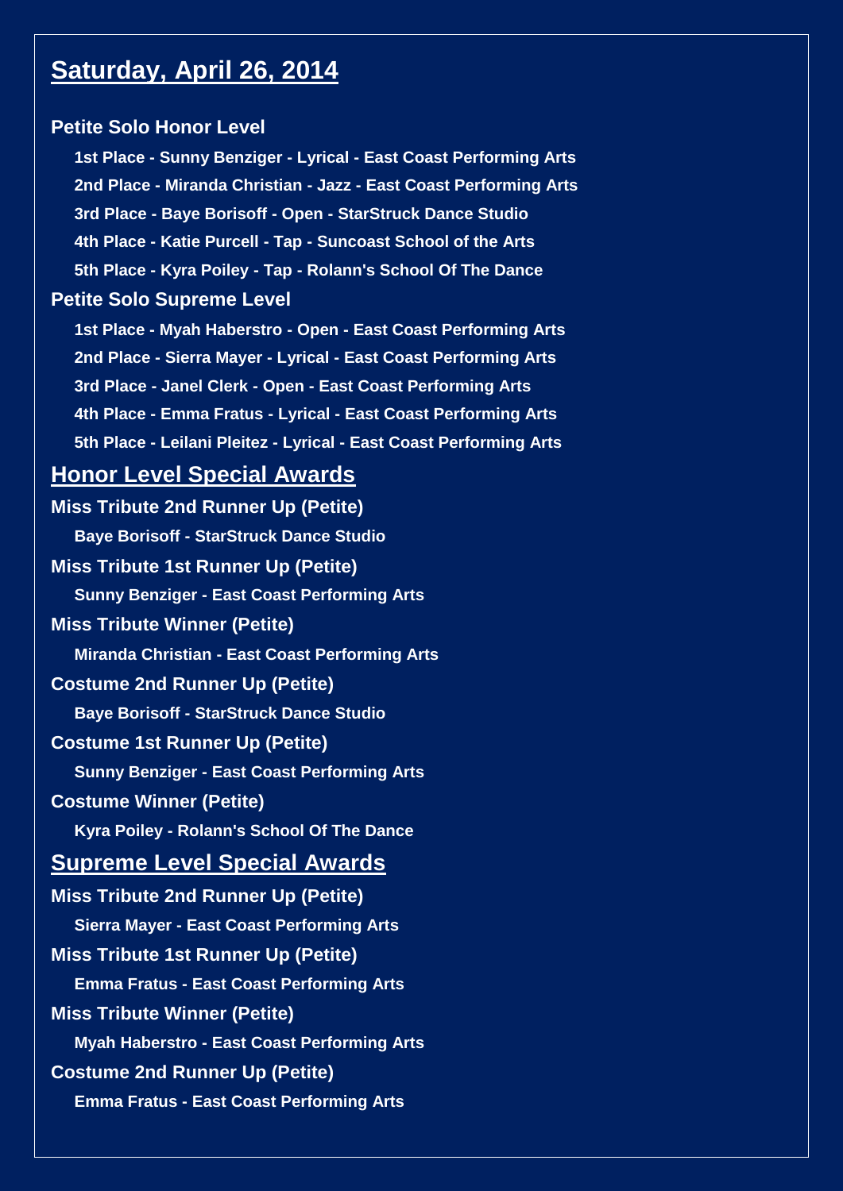## Saturday, April 26, 2014

### Petite Solo Honor Level

- 1st Place - Sunny Benziger - Lyrical - East Coast Performing Arts
- 2nd Place - Miranda Christian - Jazz - East Coast Performing Arts
- 3rd Place - Baye Borisoff - Open - StarStruck Dance Studio
- 4th Place - Katie Purcell - Tap - Suncoast School of the Arts
- 5th Place - Kyra Poiley - Tap - Rolann's School Of The Dance

### Petite Solo Supreme Level

- 1st Place - Myah Haberstro - Open - East Coast Performing Arts
- 2nd Place - Sierra Mayer - Lyrical - East Coast Performing Arts
- 3rd Place - Janel Clerk - Open - East Coast Performing Arts
- 4th Place - Emma Fratus - Lyrical - East Coast Performing Arts
- 5th Place - Leilani Pleitez - Lyrical - East Coast Performing Arts

## Honor Level Special Awards

### Miss Tribute 2nd Runner Up (Petite)

Baye Borisoff - StarStruck Dance Studio

### Miss Tribute 1st Runner Up (Petite)

Sunny Benziger - East Coast Performing Arts

### Miss Tribute Winner (Petite)

Miranda Christian - East Coast Performing Arts

### Costume 2nd Runner Up (Petite)

Baye Borisoff - StarStruck Dance Studio

### Costume 1st Runner Up (Petite)

Sunny Benziger - East Coast Performing Arts

### Costume Winner (Petite)

Kyra Poiley - Rolann's School Of The Dance

## Supreme Level Special Awards

### Miss Tribute 2nd Runner Up (Petite)

Sierra Mayer - East Coast Performing Arts

### Miss Tribute 1st Runner Up (Petite)

Emma Fratus - East Coast Performing Arts

### Miss Tribute Winner (Petite)

Myah Haberstro - East Coast Performing Arts

### Costume 2nd Runner Up (Petite)

Emma Fratus - East Coast Performing Arts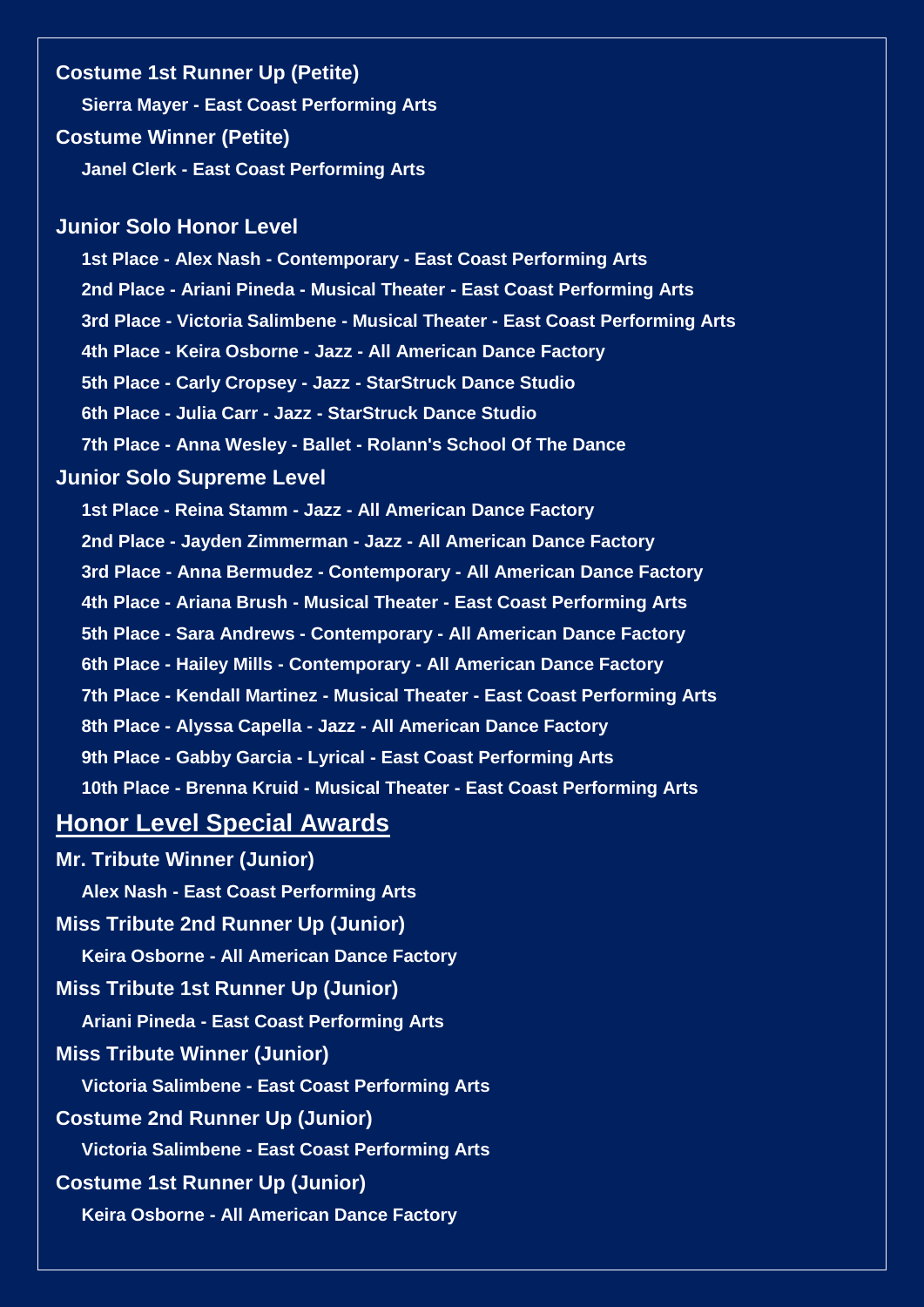**Costume 1st Runner Up (Petite)**

**Sierra Mayer - East Coast Performing Arts**

**Costume Winner (Petite)**

**Janel Clerk - East Coast Performing Arts**

### Junior Solo Honor Level

**1st Place - Alex Nash - Contemporary - East Coast Performing Arts**

**2nd Place - Ariani Pineda - Musical Theater - East Coast Performing Arts**

**3rd Place - Victoria Salimbene - Musical Theater - East Coast Performing Arts**

**4th Place - Keira Osborne - Jazz - All American Dance Factory**

**5th Place - Carly Cropsey - Jazz - StarStruck Dance Studio**

**6th Place - Julia Carr - Jazz - StarStruck Dance Studio**

**7th Place - Anna Wesley - Ballet - Rolann's School Of The Dance**

### Junior Solo Supreme Level

**1st Place - Reina Stamm - Jazz - All American Dance Factory**

**2nd Place - Jayden Zimmerman - Jazz - All American Dance Factory**

**3rd Place - Anna Bermudez - Contemporary - All American Dance Factory**

**4th Place - Ariana Brush - Musical Theater - East Coast Performing Arts**

**5th Place - Sara Andrews - Contemporary - All American Dance Factory**

**6th Place - Hailey Mills - Contemporary - All American Dance Factory**

**7th Place - Kendall Martinez - Musical Theater - East Coast Performing Arts**

**8th Place - Alyssa Capella - Jazz - All American Dance Factory**

**9th Place - Gabby Garcia - Lyrical - East Coast Performing Arts**

**10th Place - Brenna Kruid - Musical Theater - East Coast Performing Arts**

## Honor Level Special Awards

**Mr. Tribute Winner (Junior)**

**Alex Nash - East Coast Performing Arts**

**Miss Tribute 2nd Runner Up (Junior)**

**Keira Osborne - All American Dance Factory**

**Miss Tribute 1st Runner Up (Junior)**

**Ariani Pineda - East Coast Performing Arts**

**Miss Tribute Winner (Junior)**

**Victoria Salimbene - East Coast Performing Arts**

**Costume 2nd Runner Up (Junior)**

**Victoria Salimbene - East Coast Performing Arts**

**Costume 1st Runner Up (Junior)**

**Keira Osborne - All American Dance Factory**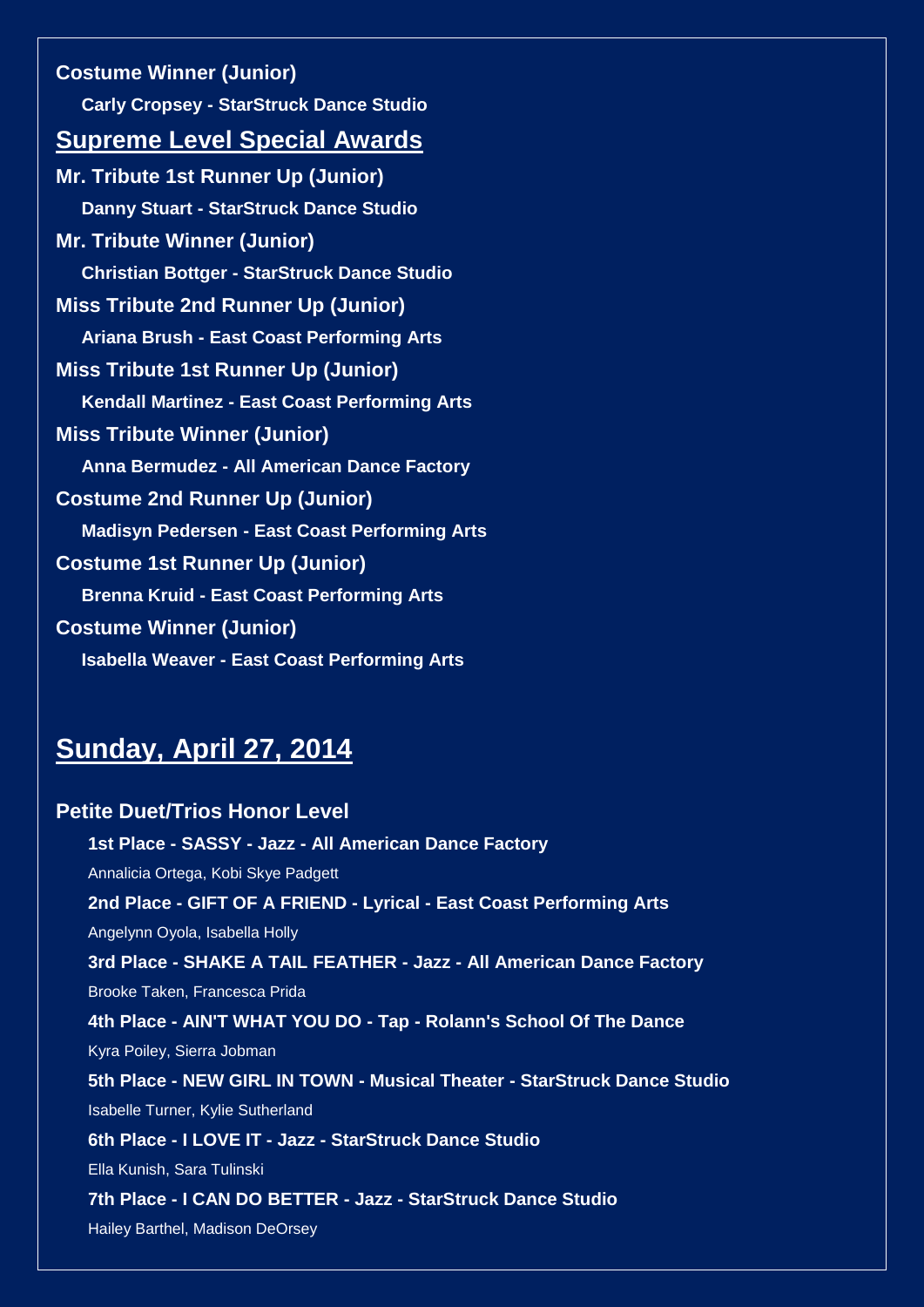**Costume Winner (Junior)**

**Carly Cropsey - StarStruck Dance Studio**

## Supreme Level Special Awards

**Mr. Tribute 1st Runner Up (Junior)**

**Danny Stuart - StarStruck Dance Studio**

**Mr. Tribute Winner (Junior)**

**Christian Bottger - StarStruck Dance Studio**

**Miss Tribute 2nd Runner Up (Junior)**

**Ariana Brush - East Coast Performing Arts**

**Miss Tribute 1st Runner Up (Junior)**

**Kendall Martinez - East Coast Performing Arts**

**Miss Tribute Winner (Junior)**

**Anna Bermudez - All American Dance Factory**

**Costume 2nd Runner Up (Junior)**

**Madisyn Pedersen - East Coast Performing Arts**

**Costume 1st Runner Up (Junior)**

**Brenna Kruid - East Coast Performing Arts**

**Costume Winner (Junior)**

**Isabella Weaver - East Coast Performing Arts**

## Sunday, April 27, 2014

**Petite Duet/Trios Honor Level**

**1st Place - SASSY - Jazz - All American Dance Factory**

Annalicia Ortega, Kobi Skye Padgett

**2nd Place - GIFT OF A FRIEND - Lyrical - East Coast Performing Arts**

Angelynn Oyola, Isabella Holly

**3rd Place - SHAKE A TAIL FEATHER - Jazz - All American Dance Factory**

Brooke Taken, Francesca Prida

**4th Place - AIN'T WHAT YOU DO - Tap - Rolann's School Of The Dance**

Kyra Poiley, Sierra Jobman

**5th Place - NEW GIRL IN TOWN - Musical Theater - StarStruck Dance Studio**

Isabelle Turner, Kylie Sutherland

**6th Place - I LOVE IT - Jazz - StarStruck Dance Studio**

Ella Kunish, Sara Tulinski

**7th Place - I CAN DO BETTER - Jazz - StarStruck Dance Studio**

Hailey Barthel, Madison DeOrsey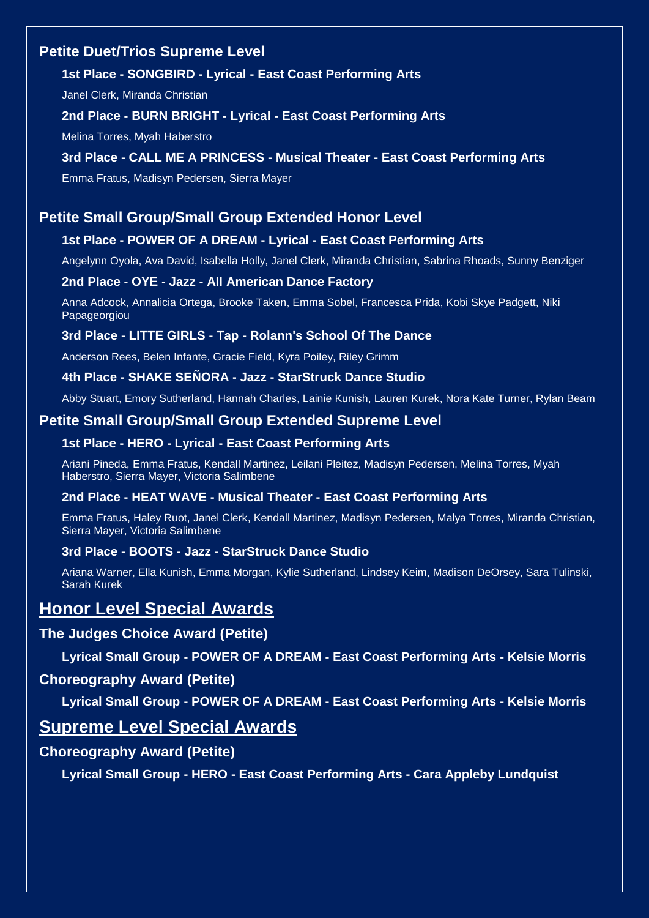### Petite Duet/Trios Supreme Level

**1st Place - SONGBIRD - Lyrical - East Coast Performing Arts**

Janel Clerk, Miranda Christian

**2nd Place - BURN BRIGHT - Lyrical - East Coast Performing Arts**

Melina Torres, Myah Haberstro

**3rd Place - CALL ME A PRINCESS - Musical Theater - East Coast Performing Arts**

Emma Fratus, Madisyn Pedersen, Sierra Mayer

### Petite Small Group/Small Group Extended Honor Level

**1st Place - POWER OF A DREAM - Lyrical - East Coast Performing Arts**

Angelynn Oyola, Ava David, Isabella Holly, Janel Clerk, Miranda Christian, Sabrina Rhoads, Sunny Benziger

**2nd Place - OYE - Jazz - All American Dance Factory**

Anna Adcock, Annalicia Ortega, Brooke Taken, Emma Sobel, Francesca Prida, Kobi Skye Padgett, Niki Papageorgiou

**3rd Place - LITTE GIRLS - Tap - Rolann's School Of The Dance**

Anderson Rees, Belen Infante, Gracie Field, Kyra Poiley, Riley Grimm

**4th Place - SHAKE SEÑORA - Jazz - StarStruck Dance Studio**

Abby Stuart, Emory Sutherland, Hannah Charles, Lainie Kunish, Lauren Kurek, Nora Kate Turner, Rylan Beam

### Petite Small Group/Small Group Extended Supreme Level

**1st Place - HERO - Lyrical - East Coast Performing Arts**

Ariani Pineda, Emma Fratus, Kendall Martinez, Leilani Pleitez, Madisyn Pedersen, Melina Torres, Myah Haberstro, Sierra Mayer, Victoria Salimbene

**2nd Place - HEAT WAVE - Musical Theater - East Coast Performing Arts**

Emma Fratus, Haley Ruot, Janel Clerk, Kendall Martinez, Madisyn Pedersen, Malya Torres, Miranda Christian, Sierra Mayer, Victoria Salimbene

**3rd Place - BOOTS - Jazz - StarStruck Dance Studio**

Ariana Warner, Ella Kunish, Emma Morgan, Kylie Sutherland, Lindsey Keim, Madison DeOrsey, Sara Tulinski, Sarah Kurek

## Honor Level Special Awards

### The Judges Choice Award (Petite)

**Lyrical Small Group - POWER OF A DREAM - East Coast Performing Arts - Kelsie Morris**

### Choreography Award (Petite)

**Lyrical Small Group - POWER OF A DREAM - East Coast Performing Arts - Kelsie Morris**

## Supreme Level Special Awards

### Choreography Award (Petite)

**Lyrical Small Group - HERO - East Coast Performing Arts - Cara Appleby Lundquist**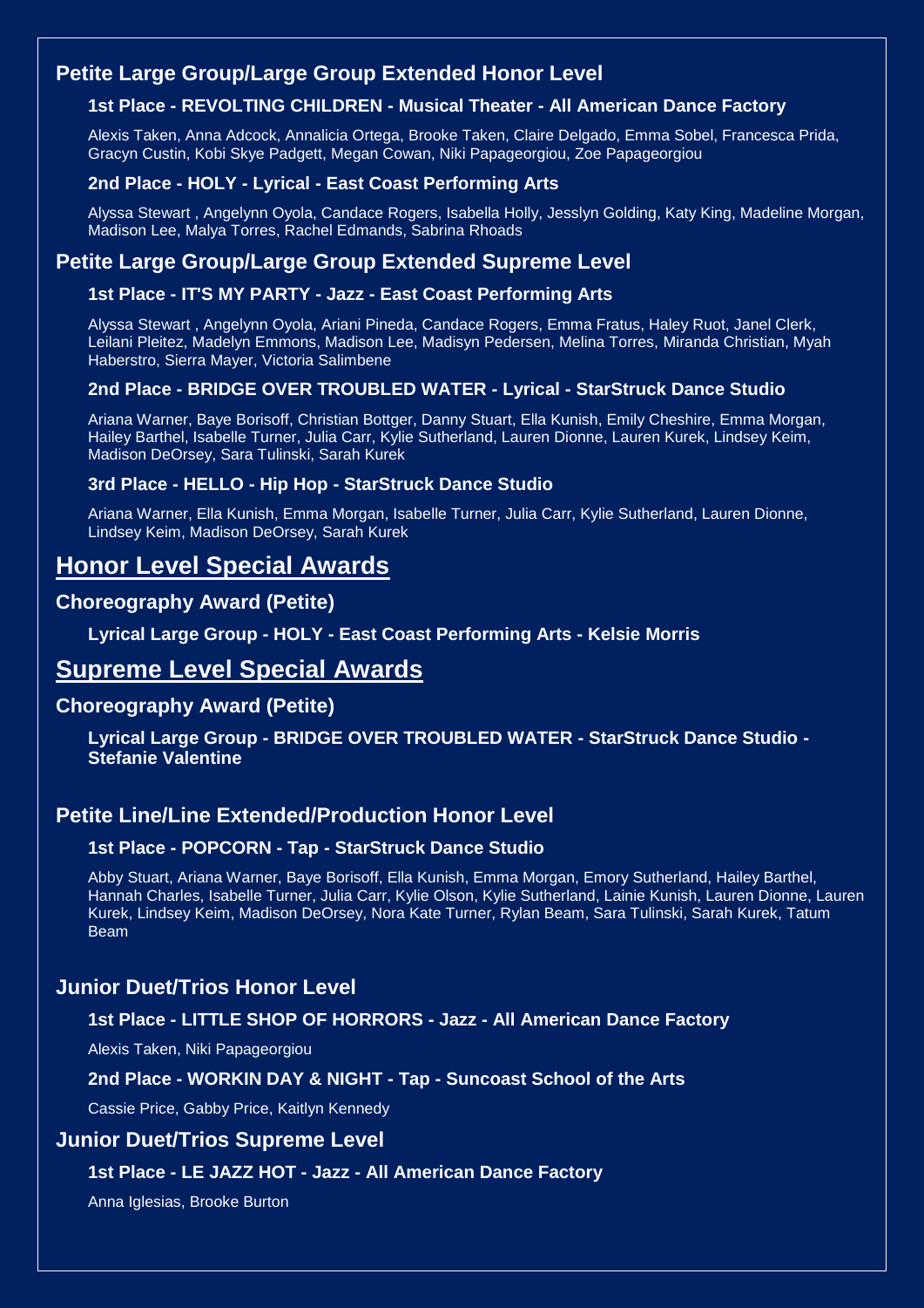## Petite Large Group/Large Group Extended Honor Level

### 1st Place - REVOLTING CHILDREN - Musical Theater - All American Dance Factory

Alexis Taken, Anna Adcock, Annalicia Ortega, Brooke Taken, Claire Delgado, Emma Sobel, Francesca Prida, Gracyn Custin, Kobi Skye Padgett, Megan Cowan, Niki Papageorgiou, Zoe Papageorgiou

### 2nd Place - HOLY - Lyrical - East Coast Performing Arts

Alyssa Stewart , Angelynn Oyola, Candace Rogers, Isabella Holly, Jesslyn Golding, Katy King, Madeline Morgan, Madison Lee, Malya Torres, Rachel Edmands, Sabrina Rhoads

## Petite Large Group/Large Group Extended Supreme Level

### 1st Place - IT'S MY PARTY - Jazz - East Coast Performing Arts

Alyssa Stewart , Angelynn Oyola, Ariani Pineda, Candace Rogers, Emma Fratus, Haley Ruot, Janel Clerk, Leilani Pleitez, Madelyn Emmons, Madison Lee, Madisyn Pedersen, Melina Torres, Miranda Christian, Myah Haberstro, Sierra Mayer, Victoria Salimbene

### 2nd Place - BRIDGE OVER TROUBLED WATER - Lyrical - StarStruck Dance Studio

Ariana Warner, Baye Borisoff, Christian Bottger, Danny Stuart, Ella Kunish, Emily Cheshire, Emma Morgan, Hailey Barthel, Isabelle Turner, Julia Carr, Kylie Sutherland, Lauren Dionne, Lauren Kurek, Lindsey Keim, Madison DeOrsey, Sara Tulinski, Sarah Kurek

### 3rd Place - HELLO - Hip Hop - StarStruck Dance Studio

Ariana Warner, Ella Kunish, Emma Morgan, Isabelle Turner, Julia Carr, Kylie Sutherland, Lauren Dionne, Lindsey Keim, Madison DeOrsey, Sarah Kurek

# Honor Level Special Awards

## Choreography Award (Petite)

**Lyrical Large Group - HOLY - East Coast Performing Arts - Kelsie Morris**

# Supreme Level Special Awards

## Choreography Award (Petite)

**Lyrical Large Group - BRIDGE OVER TROUBLED WATER - StarStruck Dance Studio - Stefanie Valentine**

## Petite Line/Line Extended/Production Honor Level

### 1st Place - POPCORN - Tap - StarStruck Dance Studio

Abby Stuart, Ariana Warner, Baye Borisoff, Ella Kunish, Emma Morgan, Emory Sutherland, Hailey Barthel, Hannah Charles, Isabelle Turner, Julia Carr, Kylie Olson, Kylie Sutherland, Lainie Kunish, Lauren Dionne, Lauren Kurek, Lindsey Keim, Madison DeOrsey, Nora Kate Turner, Rylan Beam, Sara Tulinski, Sarah Kurek, Tatum Beam

## Junior Duet/Trios Honor Level

### 1st Place - LITTLE SHOP OF HORRORS - Jazz - All American Dance Factory

Alexis Taken, Niki Papageorgiou

### 2nd Place - WORKIN DAY & NIGHT - Tap - Suncoast School of the Arts

Cassie Price, Gabby Price, Kaitlyn Kennedy

## Junior Duet/Trios Supreme Level

### 1st Place - LE JAZZ HOT - Jazz - All American Dance Factory

Anna Iglesias, Brooke Burton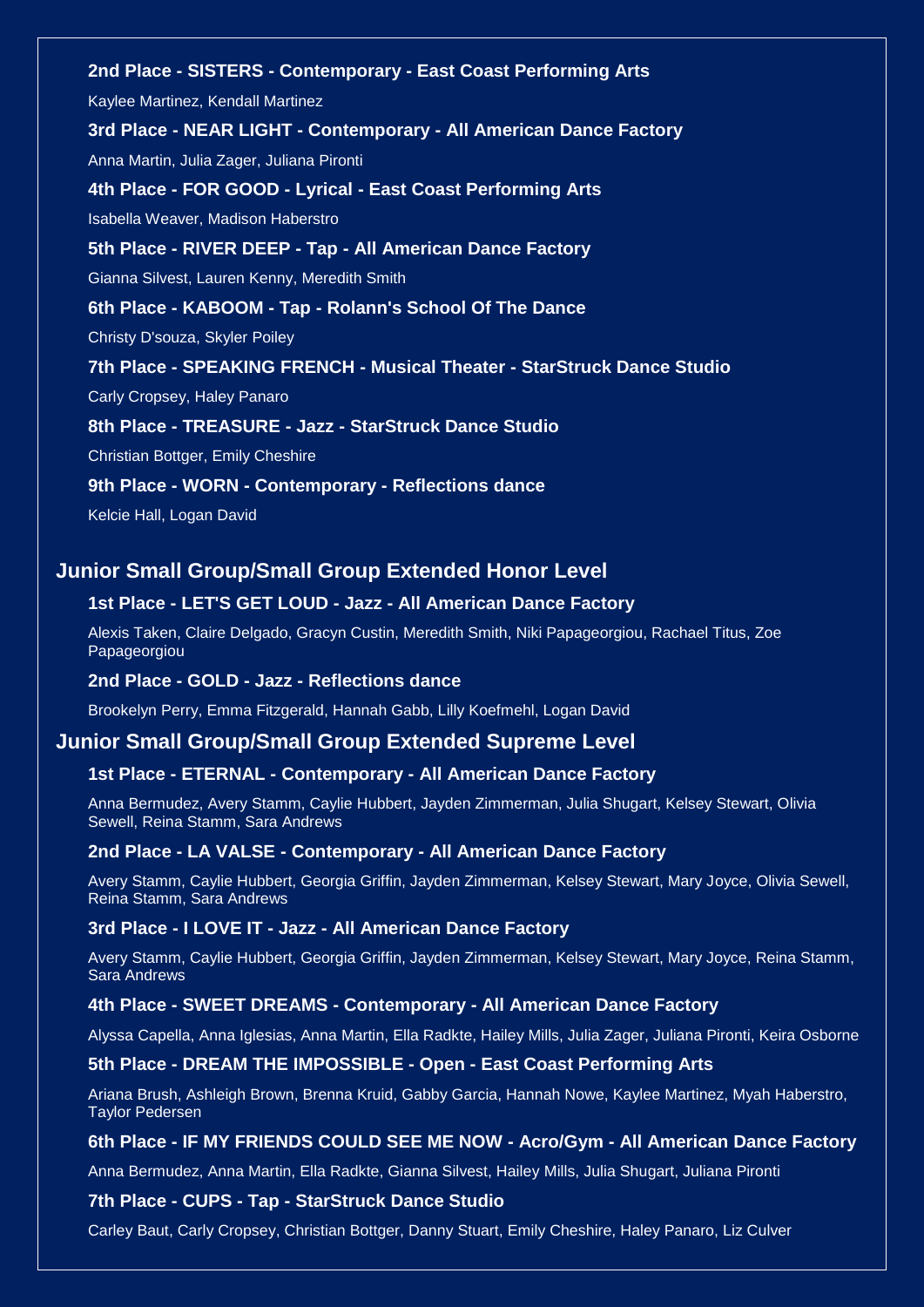**2nd Place - SISTERS - Contemporary - East Coast Performing Arts**

Kaylee Martinez, Kendall Martinez

**3rd Place - NEAR LIGHT - Contemporary - All American Dance Factory**

Anna Martin, Julia Zager, Juliana Pironti

**4th Place - FOR GOOD - Lyrical - East Coast Performing Arts**

Isabella Weaver, Madison Haberstro

**5th Place - RIVER DEEP - Tap - All American Dance Factory**

Gianna Silvest, Lauren Kenny, Meredith Smith

**6th Place - KABOOM - Tap - Rolann's School Of The Dance**

Christy D'souza, Skyler Poiley

**7th Place - SPEAKING FRENCH - Musical Theater - StarStruck Dance Studio**

Carly Cropsey, Haley Panaro

**8th Place - TREASURE - Jazz - StarStruck Dance Studio**

Christian Bottger, Emily Cheshire

**9th Place - WORN - Contemporary - Reflections dance**

Kelcie Hall, Logan David

## Junior Small Group/Small Group Extended Honor Level

**1st Place - LET'S GET LOUD - Jazz - All American Dance Factory**

Alexis Taken, Claire Delgado, Gracyn Custin, Meredith Smith, Niki Papageorgiou, Rachael Titus, Zoe Papageorgiou

**2nd Place - GOLD - Jazz - Reflections dance**

Brookelyn Perry, Emma Fitzgerald, Hannah Gabb, Lilly Koefmehl, Logan David

## Junior Small Group/Small Group Extended Supreme Level

**1st Place - ETERNAL - Contemporary - All American Dance Factory**

Anna Bermudez, Avery Stamm, Caylie Hubbert, Jayden Zimmerman, Julia Shugart, Kelsey Stewart, Olivia Sewell, Reina Stamm, Sara Andrews

**2nd Place - LA VALSE - Contemporary - All American Dance Factory**

Avery Stamm, Caylie Hubbert, Georgia Griffin, Jayden Zimmerman, Kelsey Stewart, Mary Joyce, Olivia Sewell, Reina Stamm, Sara Andrews

**3rd Place - I LOVE IT - Jazz - All American Dance Factory**

Avery Stamm, Caylie Hubbert, Georgia Griffin, Jayden Zimmerman, Kelsey Stewart, Mary Joyce, Reina Stamm, Sara Andrews

**4th Place - SWEET DREAMS - Contemporary - All American Dance Factory**

Alyssa Capella, Anna Iglesias, Anna Martin, Ella Radkte, Hailey Mills, Julia Zager, Juliana Pironti, Keira Osborne

**5th Place - DREAM THE IMPOSSIBLE - Open - East Coast Performing Arts**

Ariana Brush, Ashleigh Brown, Brenna Kruid, Gabby Garcia, Hannah Nowe, Kaylee Martinez, Myah Haberstro, Taylor Pedersen

**6th Place - IF MY FRIENDS COULD SEE ME NOW - Acro/Gym - All American Dance Factory**

Anna Bermudez, Anna Martin, Ella Radkte, Gianna Silvest, Hailey Mills, Julia Shugart, Juliana Pironti

**7th Place - CUPS - Tap - StarStruck Dance Studio**

Carley Baut, Carly Cropsey, Christian Bottger, Danny Stuart, Emily Cheshire, Haley Panaro, Liz Culver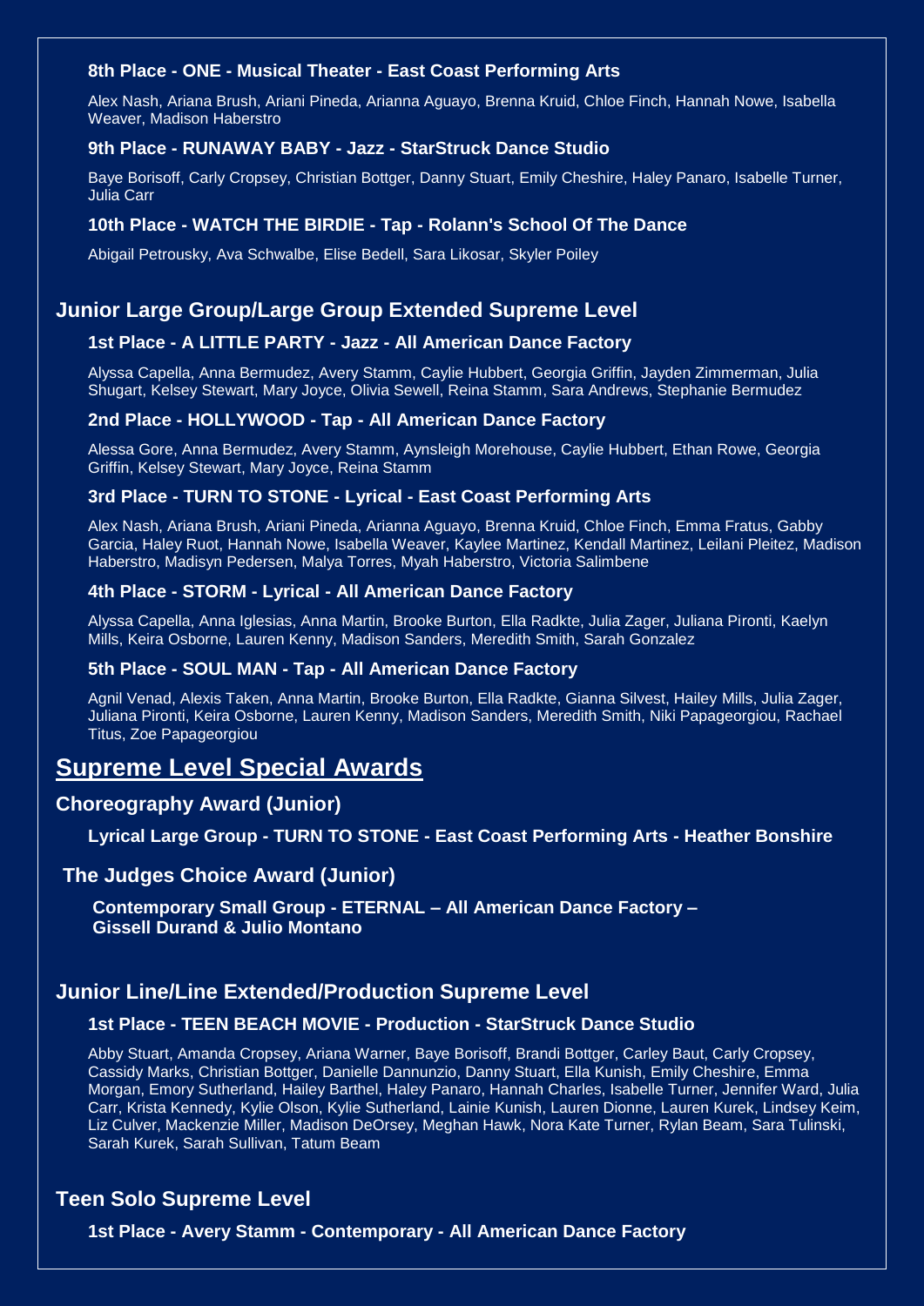### 8th Place - ONE - Musical Theater - East Coast Performing Arts

Alex Nash, Ariana Brush, Ariani Pineda, Arianna Aguayo, Brenna Kruid, Chloe Finch, Hannah Nowe, Isabella Weaver, Madison Haberstro

### 9th Place - RUNAWAY BABY - Jazz - StarStruck Dance Studio

Baye Borisoff, Carly Cropsey, Christian Bottger, Danny Stuart, Emily Cheshire, Haley Panaro, Isabelle Turner, Julia Carr

### 10th Place - WATCH THE BIRDIE - Tap - Rolann's School Of The Dance

Abigail Petrousky, Ava Schwalbe, Elise Bedell, Sara Likosar, Skyler Poiley

## Junior Large Group/Large Group Extended Supreme Level

### 1st Place - A LITTLE PARTY - Jazz - All American Dance Factory

Alyssa Capella, Anna Bermudez, Avery Stamm, Caylie Hubbert, Georgia Griffin, Jayden Zimmerman, Julia Shugart, Kelsey Stewart, Mary Joyce, Olivia Sewell, Reina Stamm, Sara Andrews, Stephanie Bermudez

### 2nd Place - HOLLYWOOD - Tap - All American Dance Factory

Alessa Gore, Anna Bermudez, Avery Stamm, Aynsleigh Morehouse, Caylie Hubbert, Ethan Rowe, Georgia Griffin, Kelsey Stewart, Mary Joyce, Reina Stamm

### 3rd Place - TURN TO STONE - Lyrical - East Coast Performing Arts

Alex Nash, Ariana Brush, Ariani Pineda, Arianna Aguayo, Brenna Kruid, Chloe Finch, Emma Fratus, Gabby Garcia, Haley Ruot, Hannah Nowe, Isabella Weaver, Kaylee Martinez, Kendall Martinez, Leilani Pleitez, Madison Haberstro, Madisyn Pedersen, Malya Torres, Myah Haberstro, Victoria Salimbene

### 4th Place - STORM - Lyrical - All American Dance Factory

Alyssa Capella, Anna Iglesias, Anna Martin, Brooke Burton, Ella Radkte, Julia Zager, Juliana Pironti, Kaelyn Mills, Keira Osborne, Lauren Kenny, Madison Sanders, Meredith Smith, Sarah Gonzalez

### 5th Place - SOUL MAN - Tap - All American Dance Factory

Agnil Venad, Alexis Taken, Anna Martin, Brooke Burton, Ella Radkte, Gianna Silvest, Hailey Mills, Julia Zager, Juliana Pironti, Keira Osborne, Lauren Kenny, Madison Sanders, Meredith Smith, Niki Papageorgiou, Rachael Titus, Zoe Papageorgiou

# Supreme Level Special Awards

## Choreography Award (Junior)

**Lyrical Large Group - TURN TO STONE - East Coast Performing Arts - Heather Bonshire**

## The Judges Choice Award (Junior)

**Contemporary Small Group - ETERNAL – All American Dance Factory – Gissell Durand & Julio Montano**

## Junior Line/Line Extended/Production Supreme Level

### 1st Place - TEEN BEACH MOVIE - Production - StarStruck Dance Studio

Abby Stuart, Amanda Cropsey, Ariana Warner, Baye Borisoff, Brandi Bottger, Carley Baut, Carly Cropsey, Cassidy Marks, Christian Bottger, Danielle Dannunzio, Danny Stuart, Ella Kunish, Emily Cheshire, Emma Morgan, Emory Sutherland, Hailey Barthel, Haley Panaro, Hannah Charles, Isabelle Turner, Jennifer Ward, Julia Carr, Krista Kennedy, Kylie Olson, Kylie Sutherland, Lainie Kunish, Lauren Dionne, Lauren Kurek, Lindsey Keim, Liz Culver, Mackenzie Miller, Madison DeOrsey, Meghan Hawk, Nora Kate Turner, Rylan Beam, Sara Tulinski, Sarah Kurek, Sarah Sullivan, Tatum Beam

## Teen Solo Supreme Level

### 1st Place - Avery Stamm - Contemporary - All American Dance Factory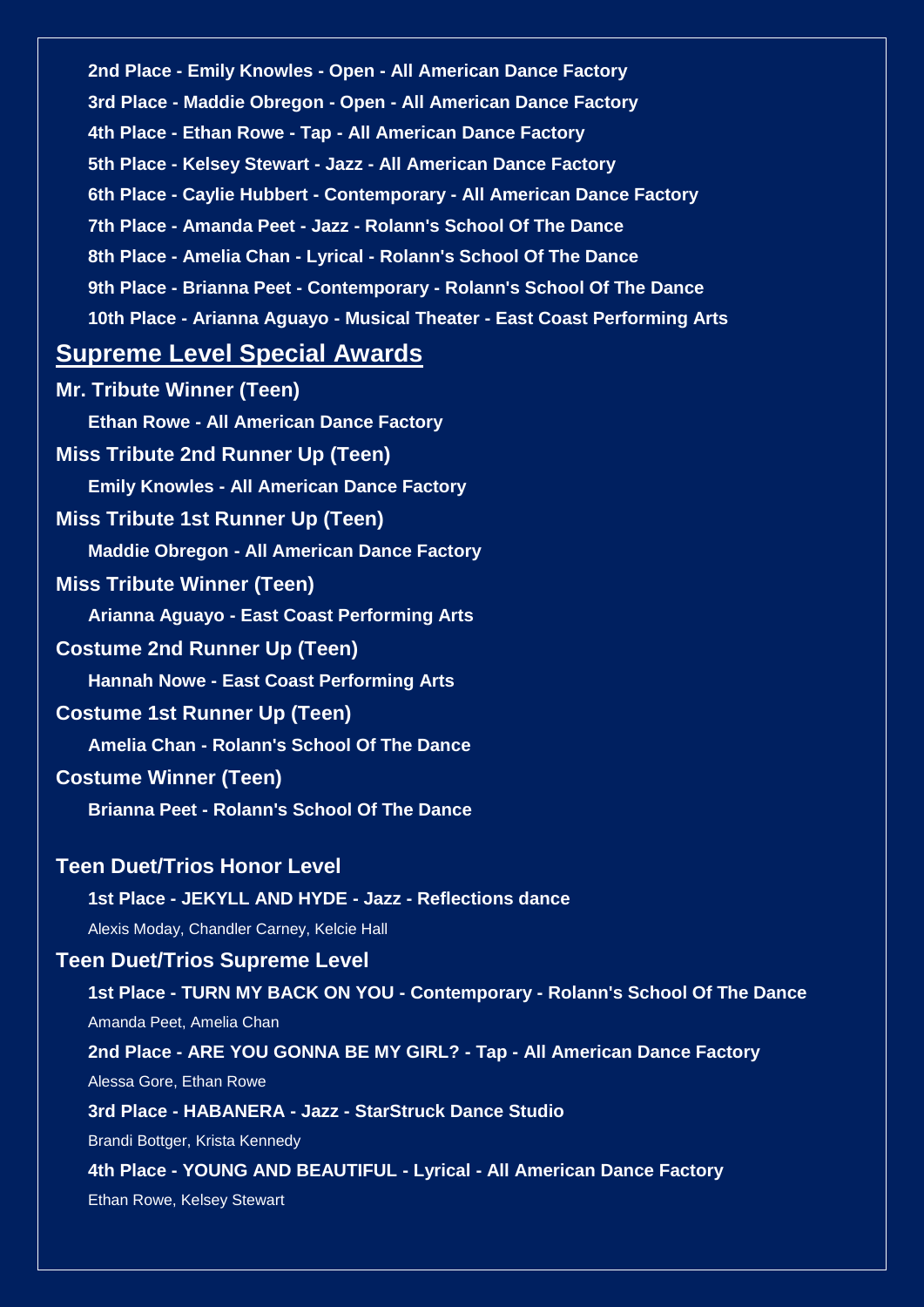**2nd Place - Emily Knowles - Open - All American Dance Factory**

**3rd Place - Maddie Obregon - Open - All American Dance Factory**

**4th Place - Ethan Rowe - Tap - All American Dance Factory**

**5th Place - Kelsey Stewart - Jazz - All American Dance Factory**

**6th Place - Caylie Hubbert - Contemporary - All American Dance Factory**

**7th Place - Amanda Peet - Jazz - Rolann's School Of The Dance**

**8th Place - Amelia Chan - Lyrical - Rolann's School Of The Dance**

**9th Place - Brianna Peet - Contemporary - Rolann's School Of The Dance**

**10th Place - Arianna Aguayo - Musical Theater - East Coast Performing Arts**

## Supreme Level Special Awards

### Mr. Tribute Winner (Teen)

**Ethan Rowe - All American Dance Factory**

### Miss Tribute 2nd Runner Up (Teen)

**Emily Knowles - All American Dance Factory**

### Miss Tribute 1st Runner Up (Teen)

**Maddie Obregon - All American Dance Factory**

### Miss Tribute Winner (Teen)

**Arianna Aguayo - East Coast Performing Arts**

### Costume 2nd Runner Up (Teen)

**Hannah Nowe - East Coast Performing Arts**

### Costume 1st Runner Up (Teen)

**Amelia Chan - Rolann's School Of The Dance**

### Costume Winner (Teen)

**Brianna Peet - Rolann's School Of The Dance**

### Teen Duet/Trios Honor Level

**1st Place - JEKYLL AND HYDE - Jazz - Reflections dance**

Alexis Moday, Chandler Carney, Kelcie Hall

### Teen Duet/Trios Supreme Level

**1st Place - TURN MY BACK ON YOU - Contemporary - Rolann's School Of The Dance**

Amanda Peet, Amelia Chan

**2nd Place - ARE YOU GONNA BE MY GIRL? - Tap - All American Dance Factory**

Alessa Gore, Ethan Rowe

**3rd Place - HABANERA - Jazz - StarStruck Dance Studio**

Brandi Bottger, Krista Kennedy

**4th Place - YOUNG AND BEAUTIFUL - Lyrical - All American Dance Factory**

Ethan Rowe, Kelsey Stewart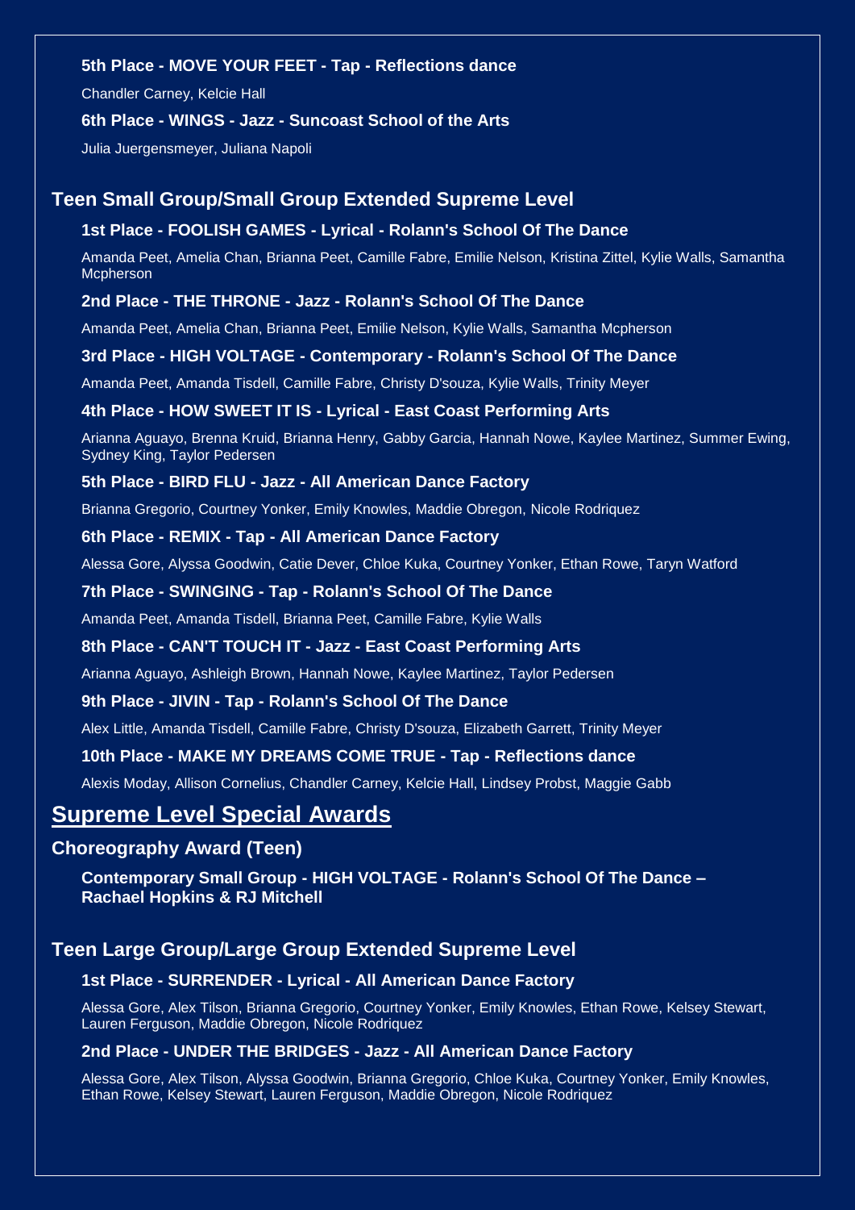**5th Place - MOVE YOUR FEET - Tap - Reflections dance**

Chandler Carney, Kelcie Hall

**6th Place - WINGS - Jazz - Suncoast School of the Arts**

Julia Juergensmeyer, Juliana Napoli

## Teen Small Group/Small Group Extended Supreme Level

**1st Place - FOOLISH GAMES - Lyrical - Rolann's School Of The Dance**

Amanda Peet, Amelia Chan, Brianna Peet, Camille Fabre, Emilie Nelson, Kristina Zittel, Kylie Walls, Samantha Mcpherson

**2nd Place - THE THRONE - Jazz - Rolann's School Of The Dance**

Amanda Peet, Amelia Chan, Brianna Peet, Emilie Nelson, Kylie Walls, Samantha Mcpherson

**3rd Place - HIGH VOLTAGE - Contemporary - Rolann's School Of The Dance**

Amanda Peet, Amanda Tisdell, Camille Fabre, Christy D'souza, Kylie Walls, Trinity Meyer

**4th Place - HOW SWEET IT IS - Lyrical - East Coast Performing Arts**

Arianna Aguayo, Brenna Kruid, Brianna Henry, Gabby Garcia, Hannah Nowe, Kaylee Martinez, Summer Ewing, Sydney King, Taylor Pedersen

**5th Place - BIRD FLU - Jazz - All American Dance Factory**

Brianna Gregorio, Courtney Yonker, Emily Knowles, Maddie Obregon, Nicole Rodriquez

**6th Place - REMIX - Tap - All American Dance Factory**

Alessa Gore, Alyssa Goodwin, Catie Dever, Chloe Kuka, Courtney Yonker, Ethan Rowe, Taryn Watford

**7th Place - SWINGING - Tap - Rolann's School Of The Dance**

Amanda Peet, Amanda Tisdell, Brianna Peet, Camille Fabre, Kylie Walls

**8th Place - CAN'T TOUCH IT - Jazz - East Coast Performing Arts**

Arianna Aguayo, Ashleigh Brown, Hannah Nowe, Kaylee Martinez, Taylor Pedersen

**9th Place - JIVIN - Tap - Rolann's School Of The Dance**

Alex Little, Amanda Tisdell, Camille Fabre, Christy D'souza, Elizabeth Garrett, Trinity Meyer

**10th Place - MAKE MY DREAMS COME TRUE - Tap - Reflections dance**

Alexis Moday, Allison Cornelius, Chandler Carney, Kelcie Hall, Lindsey Probst, Maggie Gabb

# Supreme Level Special Awards

## Choreography Award (Teen)

**Contemporary Small Group - HIGH VOLTAGE - Rolann's School Of The Dance – Rachael Hopkins & RJ Mitchell**

## Teen Large Group/Large Group Extended Supreme Level

**1st Place - SURRENDER - Lyrical - All American Dance Factory**

Alessa Gore, Alex Tilson, Brianna Gregorio, Courtney Yonker, Emily Knowles, Ethan Rowe, Kelsey Stewart, Lauren Ferguson, Maddie Obregon, Nicole Rodriquez

**2nd Place - UNDER THE BRIDGES - Jazz - All American Dance Factory**

Alessa Gore, Alex Tilson, Alyssa Goodwin, Brianna Gregorio, Chloe Kuka, Courtney Yonker, Emily Knowles, Ethan Rowe, Kelsey Stewart, Lauren Ferguson, Maddie Obregon, Nicole Rodriquez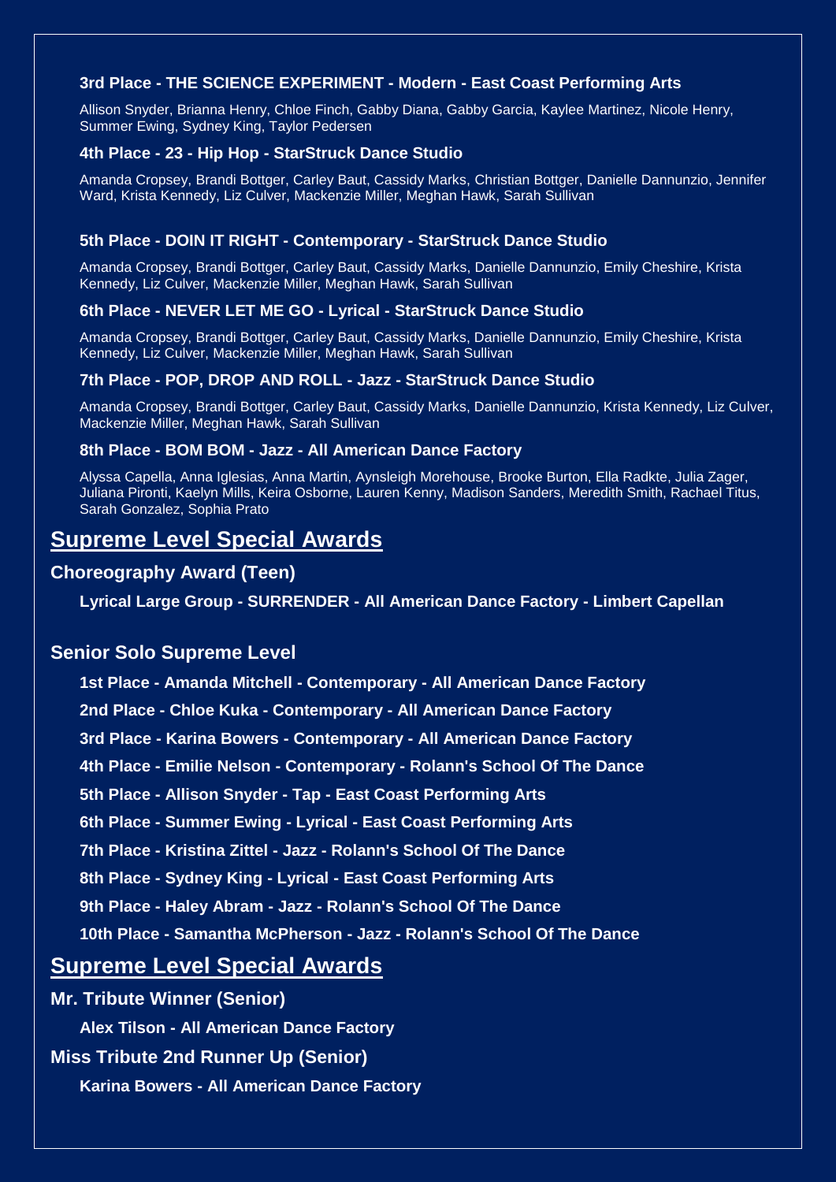**3rd Place - THE SCIENCE EXPERIMENT - Modern - East Coast Performing Arts**

Allison Snyder, Brianna Henry, Chloe Finch, Gabby Diana, Gabby Garcia, Kaylee Martinez, Nicole Henry, Summer Ewing, Sydney King, Taylor Pedersen

**4th Place - 23 - Hip Hop - StarStruck Dance Studio**

Amanda Cropsey, Brandi Bottger, Carley Baut, Cassidy Marks, Christian Bottger, Danielle Dannunzio, Jennifer Ward, Krista Kennedy, Liz Culver, Mackenzie Miller, Meghan Hawk, Sarah Sullivan

**5th Place - DOIN IT RIGHT - Contemporary - StarStruck Dance Studio**

Amanda Cropsey, Brandi Bottger, Carley Baut, Cassidy Marks, Danielle Dannunzio, Emily Cheshire, Krista Kennedy, Liz Culver, Mackenzie Miller, Meghan Hawk, Sarah Sullivan

**6th Place - NEVER LET ME GO - Lyrical - StarStruck Dance Studio**

Amanda Cropsey, Brandi Bottger, Carley Baut, Cassidy Marks, Danielle Dannunzio, Emily Cheshire, Krista Kennedy, Liz Culver, Mackenzie Miller, Meghan Hawk, Sarah Sullivan

**7th Place - POP, DROP AND ROLL - Jazz - StarStruck Dance Studio**

Amanda Cropsey, Brandi Bottger, Carley Baut, Cassidy Marks, Danielle Dannunzio, Krista Kennedy, Liz Culver, Mackenzie Miller, Meghan Hawk, Sarah Sullivan

**8th Place - BOM BOM - Jazz - All American Dance Factory**

Alyssa Capella, Anna Iglesias, Anna Martin, Aynsleigh Morehouse, Brooke Burton, Ella Radkte, Julia Zager, Juliana Pironti, Kaelyn Mills, Keira Osborne, Lauren Kenny, Madison Sanders, Meredith Smith, Rachael Titus, Sarah Gonzalez, Sophia Prato

## Supreme Level Special Awards

### Choreography Award (Teen)

**Lyrical Large Group - SURRENDER - All American Dance Factory - Limbert Capellan**

### Senior Solo Supreme Level

**1st Place - Amanda Mitchell - Contemporary - All American Dance Factory**

**2nd Place - Chloe Kuka - Contemporary - All American Dance Factory**

**3rd Place - Karina Bowers - Contemporary - All American Dance Factory**

**4th Place - Emilie Nelson - Contemporary - Rolann's School Of The Dance**

**5th Place - Allison Snyder - Tap - East Coast Performing Arts**

**6th Place - Summer Ewing - Lyrical - East Coast Performing Arts**

**7th Place - Kristina Zittel - Jazz - Rolann's School Of The Dance**

**8th Place - Sydney King - Lyrical - East Coast Performing Arts**

**9th Place - Haley Abram - Jazz - Rolann's School Of The Dance**

**10th Place - Samantha McPherson - Jazz - Rolann's School Of The Dance**

## Supreme Level Special Awards

### Mr. Tribute Winner (Senior)

**Alex Tilson - All American Dance Factory**

### Miss Tribute 2nd Runner Up (Senior)

**Karina Bowers - All American Dance Factory**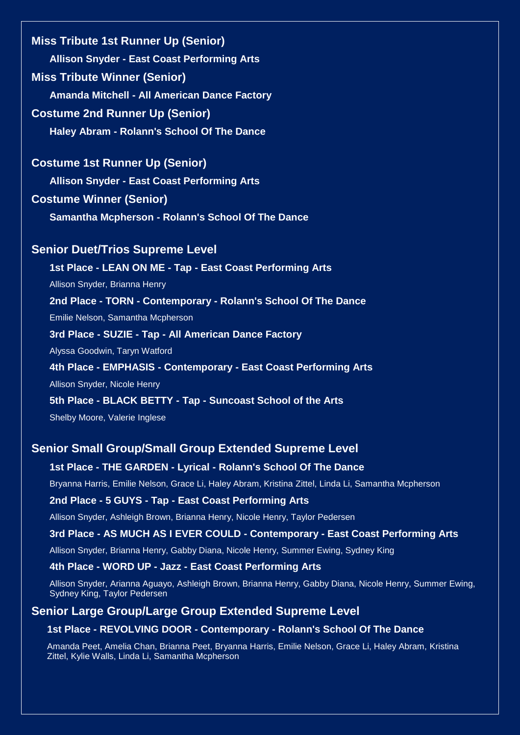### Miss Tribute 1st Runner Up (Senior)

**Allison Snyder - East Coast Performing Arts**

### Miss Tribute Winner (Senior)

**Amanda Mitchell - All American Dance Factory**

### Costume 2nd Runner Up (Senior)

**Haley Abram - Rolann's School Of The Dance**

### Costume 1st Runner Up (Senior)

**Allison Snyder - East Coast Performing Arts**

### Costume Winner (Senior)

**Samantha Mcpherson - Rolann's School Of The Dance**

## Senior Duet/Trios Supreme Level

**1st Place - LEAN ON ME - Tap - East Coast Performing Arts**

Allison Snyder, Brianna Henry

**2nd Place - TORN - Contemporary - Rolann's School Of The Dance**

Emilie Nelson, Samantha Mcpherson

**3rd Place - SUZIE - Tap - All American Dance Factory**

Alyssa Goodwin, Taryn Watford

**4th Place - EMPHASIS - Contemporary - East Coast Performing Arts**

Allison Snyder, Nicole Henry

**5th Place - BLACK BETTY - Tap - Suncoast School of the Arts**

Shelby Moore, Valerie Inglese

## Senior Small Group/Small Group Extended Supreme Level

**1st Place - THE GARDEN - Lyrical - Rolann's School Of The Dance**

Bryanna Harris, Emilie Nelson, Grace Li, Haley Abram, Kristina Zittel, Linda Li, Samantha Mcpherson

**2nd Place - 5 GUYS - Tap - East Coast Performing Arts**

Allison Snyder, Ashleigh Brown, Brianna Henry, Nicole Henry, Taylor Pedersen

**3rd Place - AS MUCH AS I EVER COULD - Contemporary - East Coast Performing Arts**

Allison Snyder, Brianna Henry, Gabby Diana, Nicole Henry, Summer Ewing, Sydney King

**4th Place - WORD UP - Jazz - East Coast Performing Arts**

Allison Snyder, Arianna Aguayo, Ashleigh Brown, Brianna Henry, Gabby Diana, Nicole Henry, Summer Ewing, Sydney King, Taylor Pedersen

## Senior Large Group/Large Group Extended Supreme Level

**1st Place - REVOLVING DOOR - Contemporary - Rolann's School Of The Dance**

Amanda Peet, Amelia Chan, Brianna Peet, Bryanna Harris, Emilie Nelson, Grace Li, Haley Abram, Kristina Zittel, Kylie Walls, Linda Li, Samantha Mcpherson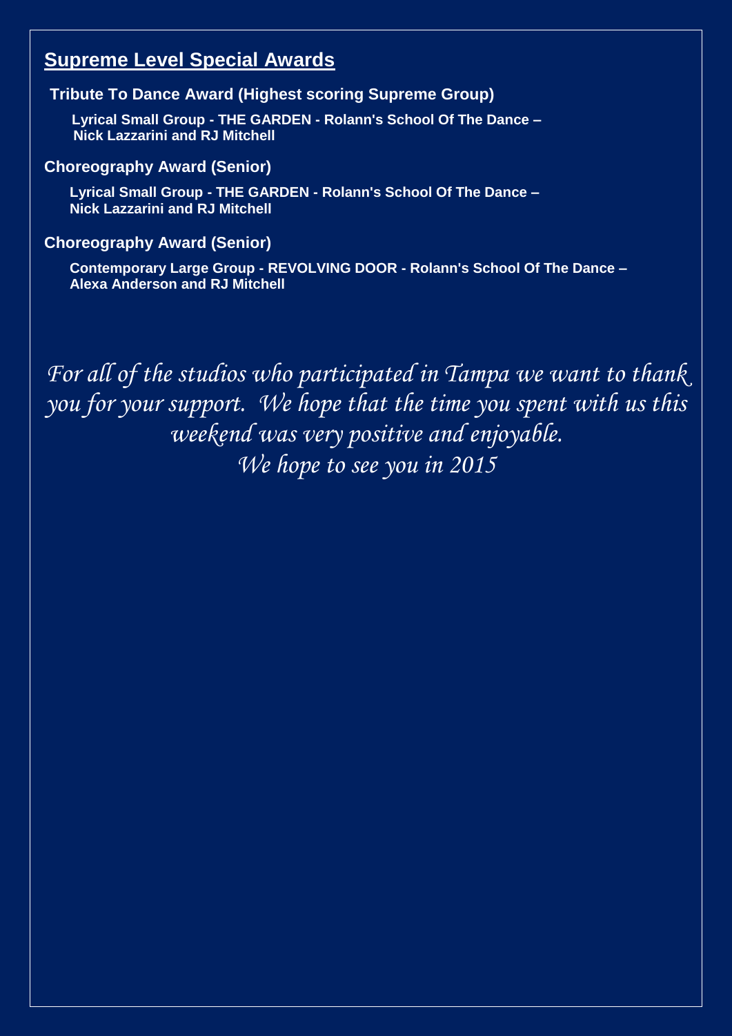## Supreme Level Special Awards

**Tribute To Dance Award (Highest scoring Supreme Group)**

**Lyrical Small Group - THE GARDEN - Rolann's School Of The Dance – Nick Lazzarini and RJ Mitchell**

**Choreography Award (Senior)**

**Lyrical Small Group - THE GARDEN - Rolann's School Of The Dance – Nick Lazzarini and RJ Mitchell**

**Choreography Award (Senior)**

**Contemporary Large Group - REVOLVING DOOR - Rolann's School Of The Dance – Alexa Anderson and RJ Mitchell**

*For all of the studios who participated in Tampa we want to thank you for your support. We hope that the time you spent with us this weekend was very positive and enjoyable.*

*We hope to see you in 2015*